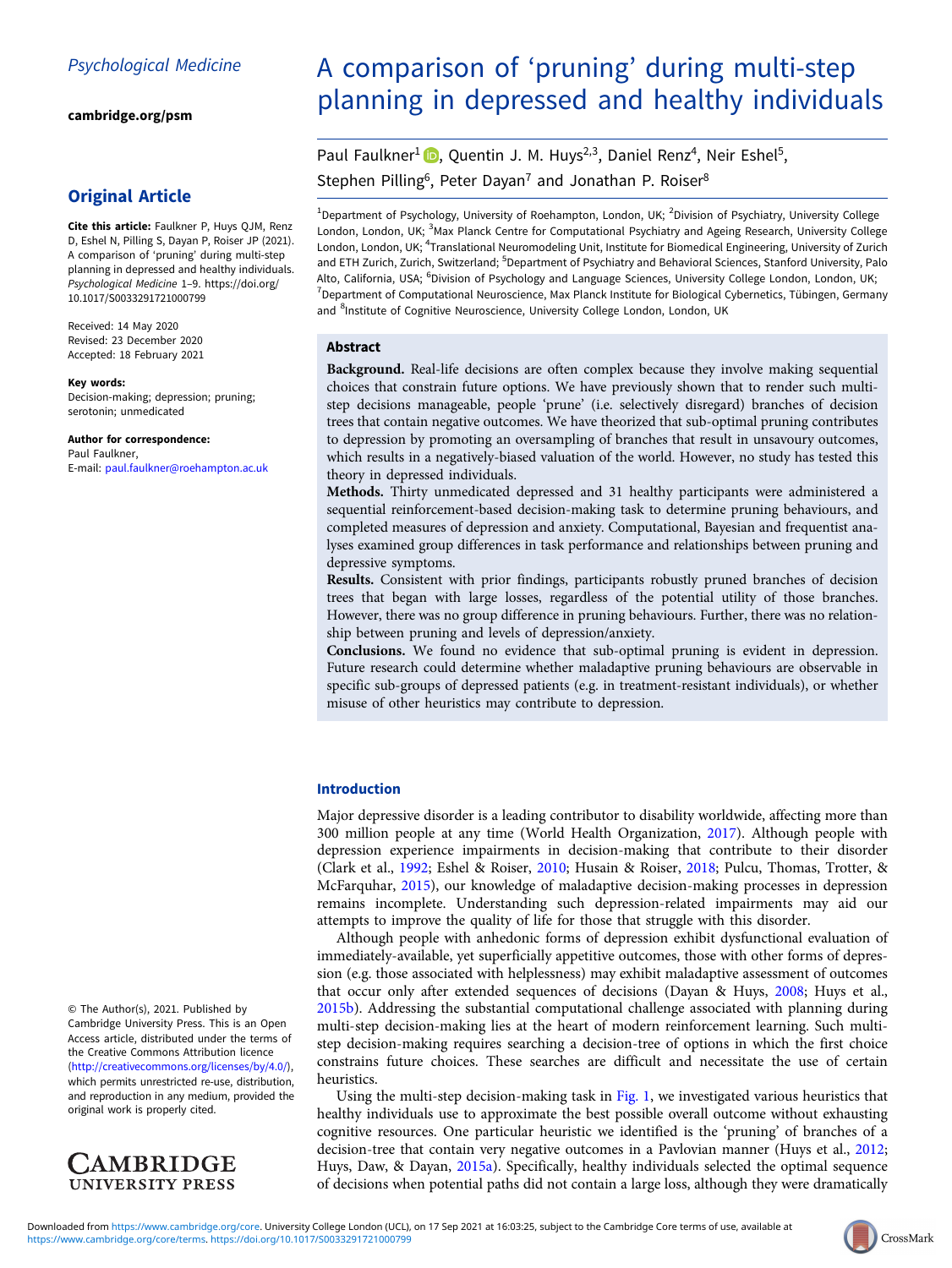Psychological Medicine

cambridge.org/psm

## Original Article

**Cite this article:** Faulkner P, Huys QJM, Renz D, Eshel N, Pilling S, Dayan P, Roiser JP (2021). A comparison of 'pruning' during multi-step planning in depressed and healthy individuals. *Psychological Medicine* 1–9. https://doi.org/10.1017/S0033291721000799

Received: 14 May 2020
Revised: 23 December 2020
Accepted: 18 February 2021

**Key words:**
Decision-making; depression; pruning; serotonin; unmedicated

**Author for correspondence:**
Paul Faulkner,
E-mail: paul.faulkner@roehampton.ac.uk

© The Author(s), 2021. Published by Cambridge University Press. This is an Open Access article, distributed under the terms of the Creative Commons Attribution licence (http://creativecommons.org/licenses/by/4.0/), which permits unrestricted re-use, distribution, and reproduction in any medium, provided the original work is properly cited.

# A comparison of 'pruning' during multi-step planning in depressed and healthy individuals

Paul Faulkner[1], Quentin J. M. Huys[2,3], Daniel Renz[4], Neir Eshel[5], Stephen Pilling[6], Peter Dayan[7] and Jonathan P. Roiser[8]

[1]Department of Psychology, University of Roehampton, London, UK; [2]Division of Psychiatry, University College London, London, UK; [3]Max Planck Centre for Computational Psychiatry and Ageing Research, University College London, London, UK; [4]Translational Neuromodeling Unit, Institute for Biomedical Engineering, University of Zurich and ETH Zurich, Zurich, Switzerland; [5]Department of Psychiatry and Behavioral Sciences, Stanford University, Palo Alto, California, USA; [6]Division of Psychology and Language Sciences, University College London, London, UK; [7]Department of Computational Neuroscience, Max Planck Institute for Biological Cybernetics, Tübingen, Germany and [8]Institute of Cognitive Neuroscience, University College London, London, UK

## Abstract

**Background.** Real-life decisions are often complex because they involve making sequential choices that constrain future options. We have previously shown that to render such multi-step decisions manageable, people 'prune' (i.e. selectively disregard) branches of decision trees that contain negative outcomes. We have theorized that sub-optimal pruning contributes to depression by promoting an oversampling of branches that result in unsavoury outcomes, which results in a negatively-biased valuation of the world. However, no study has tested this theory in depressed individuals.

**Methods.** Thirty unmedicated depressed and 31 healthy participants were administered a sequential reinforcement-based decision-making task to determine pruning behaviours, and completed measures of depression and anxiety. Computational, Bayesian and frequentist analyses examined group differences in task performance and relationships between pruning and depressive symptoms.

**Results.** Consistent with prior findings, participants robustly pruned branches of decision trees that began with large losses, regardless of the potential utility of those branches. However, there was no group difference in pruning behaviours. Further, there was no relationship between pruning and levels of depression/anxiety.

**Conclusions.** We found no evidence that sub-optimal pruning is evident in depression. Future research could determine whether maladaptive pruning behaviours are observable in specific sub-groups of depressed patients (e.g. in treatment-resistant individuals), or whether misuse of other heuristics may contribute to depression.

## Introduction

Major depressive disorder is a leading contributor to disability worldwide, affecting more than 300 million people at any time (World Health Organization, 2017). Although people with depression experience impairments in decision-making that contribute to their disorder (Clark et al., 1992; Eshel & Roiser, 2010; Husain & Roiser, 2018; Pulcu, Thomas, Trotter, & McFarquhar, 2015), our knowledge of maladaptive decision-making processes in depression remains incomplete. Understanding such depression-related impairments may aid our attempts to improve the quality of life for those that struggle with this disorder.

Although people with anhedonic forms of depression exhibit dysfunctional evaluation of immediately-available, yet superficially appetitive outcomes, those with other forms of depression (e.g. those associated with helplessness) may exhibit maladaptive assessment of outcomes that occur only after extended sequences of decisions (Dayan & Huys, 2008; Huys et al., 2015b). Addressing the substantial computational challenge associated with planning during multi-step decision-making lies at the heart of modern reinforcement learning. Such multi-step decision-making requires searching a decision-tree of options in which the first choice constrains future choices. These searches are difficult and necessitate the use of certain heuristics.

Using the multi-step decision-making task in Fig. 1, we investigated various heuristics that healthy individuals use to approximate the best possible overall outcome without exhausting cognitive resources. One particular heuristic we identified is the 'pruning' of branches of a decision-tree that contain very negative outcomes in a Pavlovian manner (Huys et al., 2012; Huys, Daw, & Dayan, 2015a). Specifically, healthy individuals selected the optimal sequence of decisions when potential paths did not contain a large loss, although they were dramatically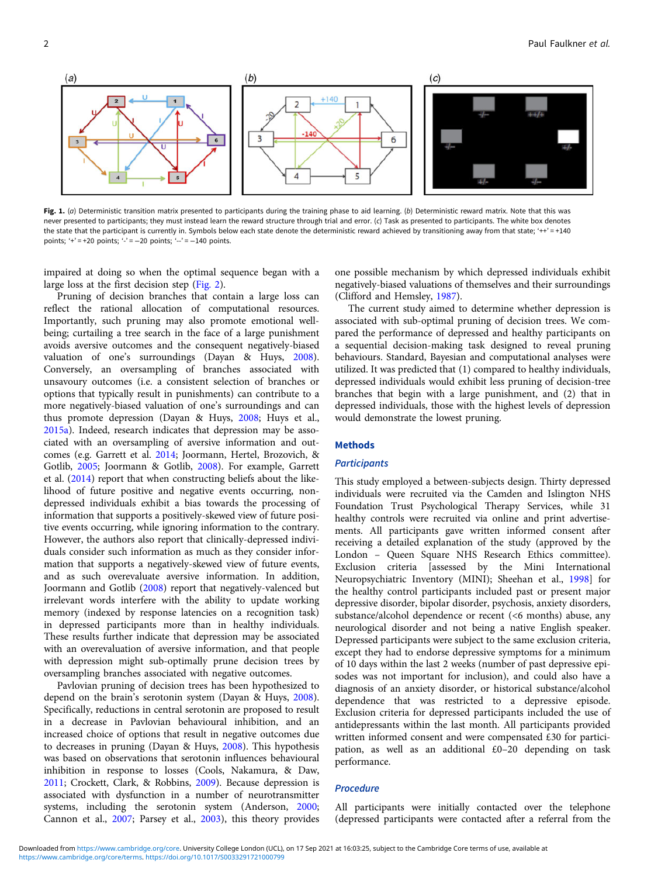Fig. 1. (*a*) Deterministic transition matrix presented to participants during the training phase to aid learning. (*b*) Deterministic reward matrix. Note that this was never presented to participants; they must instead learn the reward structure through trial and error. (*c*) Task as presented to participants. The white box denotes the state that the participant is currently in. Symbols below each state denote the deterministic reward achieved by transitioning away from that state; '++' = +140 points; '+' = +20 points; '-' = −20 points; '--' = −140 points.

impaired at doing so when the optimal sequence began with a large loss at the first decision step (Fig. 2).

Pruning of decision branches that contain a large loss can reflect the rational allocation of computational resources. Importantly, such pruning may also promote emotional well-being; curtailing a tree search in the face of a large punishment avoids aversive outcomes and the consequent negatively-biased valuation of one's surroundings (Dayan & Huys, 2008). Conversely, an oversampling of branches associated with unsavoury outcomes (i.e. a consistent selection of branches or options that typically result in punishments) can contribute to a more negatively-biased valuation of one's surroundings and can thus promote depression (Dayan & Huys, 2008; Huys et al., 2015a). Indeed, research indicates that depression may be associated with an oversampling of aversive information and outcomes (e.g. Garrett et al. 2014; Joormann, Hertel, Brozovich, & Gotlib, 2005; Joormann & Gotlib, 2008). For example, Garrett et al. (2014) report that when constructing beliefs about the likelihood of future positive and negative events occurring, non-depressed individuals exhibit a bias towards the processing of information that supports a positively-skewed view of future positive events occurring, while ignoring information to the contrary. However, the authors also report that clinically-depressed individuals consider such information as much as they consider information that supports a negatively-skewed view of future events, and as such overevaluate aversive information. In addition, Joormann and Gotlib (2008) report that negatively-valenced but irrelevant words interfere with the ability to update working memory (indexed by response latencies on a recognition task) in depressed participants more than in healthy individuals. These results further indicate that depression may be associated with an overevaluation of aversive information, and that people with depression might sub-optimally prune decision trees by oversampling branches associated with negative outcomes.

Pavlovian pruning of decision trees has been hypothesized to depend on the brain's serotonin system (Dayan & Huys, 2008). Specifically, reductions in central serotonin are proposed to result in a decrease in Pavlovian behavioural inhibition, and an increased choice of options that result in negative outcomes due to decreases in pruning (Dayan & Huys, 2008). This hypothesis was based on observations that serotonin influences behavioural inhibition in response to losses (Cools, Nakamura, & Daw, 2011; Crockett, Clark, & Robbins, 2009). Because depression is associated with dysfunction in a number of neurotransmitter systems, including the serotonin system (Anderson, 2000; Cannon et al., 2007; Parsey et al., 2003), this theory provides one possible mechanism by which depressed individuals exhibit negatively-biased valuations of themselves and their surroundings (Clifford and Hemsley, 1987).

The current study aimed to determine whether depression is associated with sub-optimal pruning of decision trees. We compared the performance of depressed and healthy participants on a sequential decision-making task designed to reveal pruning behaviours. Standard, Bayesian and computational analyses were utilized. It was predicted that (1) compared to healthy individuals, depressed individuals would exhibit less pruning of decision-tree branches that begin with a large punishment, and (2) that in depressed individuals, those with the highest levels of depression would demonstrate the lowest pruning.

## Methods

### Participants

This study employed a between-subjects design. Thirty depressed individuals were recruited via the Camden and Islington NHS Foundation Trust Psychological Therapy Services, while 31 healthy controls were recruited via online and print advertisements. All participants gave written informed consent after receiving a detailed explanation of the study (approved by the London – Queen Square NHS Research Ethics committee). Exclusion criteria [assessed by the Mini International Neuropsychiatric Inventory (MINI); Sheehan et al., 1998] for the healthy control participants included past or present major depressive disorder, bipolar disorder, psychosis, anxiety disorders, substance/alcohol dependence or recent (<6 months) abuse, any neurological disorder and not being a native English speaker. Depressed participants were subject to the same exclusion criteria, except they had to endorse depressive symptoms for a minimum of 10 days within the last 2 weeks (number of past depressive episodes was not important for inclusion), and could also have a diagnosis of an anxiety disorder, or historical substance/alcohol dependence that was restricted to a depressive episode. Exclusion criteria for depressed participants included the use of antidepressants within the last month. All participants provided written informed consent and were compensated £30 for participation, as well as an additional £0–20 depending on task performance.

### Procedure

All participants were initially contacted over the telephone (depressed participants were contacted after a referral from the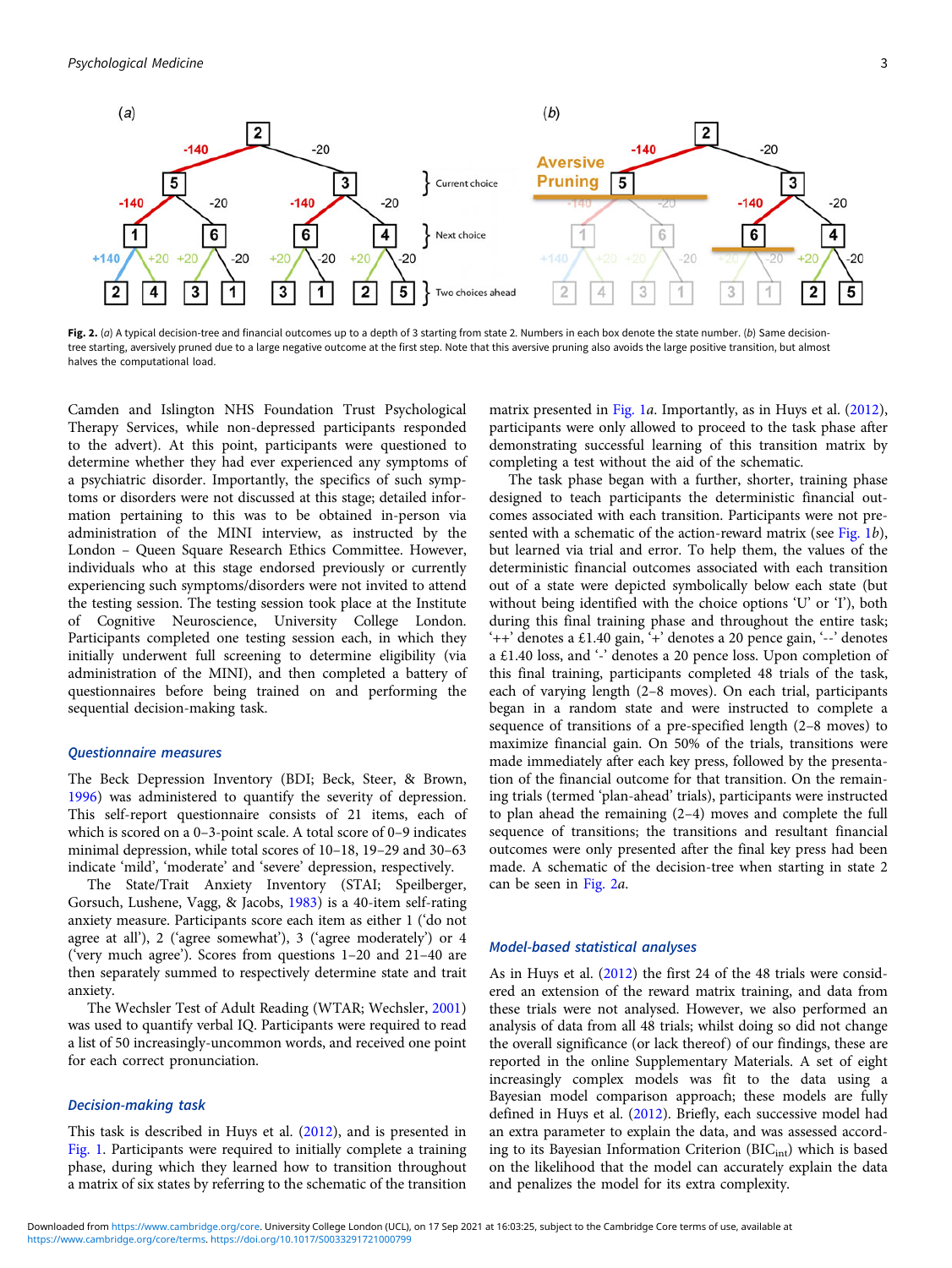Fig. 2. (a) A typical decision-tree and financial outcomes up to a depth of 3 starting from state 2. Numbers in each box denote the state number. (b) Same decision-tree starting, aversively pruned due to a large negative outcome at the first step. Note that this aversive pruning also avoids the large positive transition, but almost halves the computational load.

Camden and Islington NHS Foundation Trust Psychological Therapy Services, while non-depressed participants responded to the advert). At this point, participants were questioned to determine whether they had ever experienced any symptoms of a psychiatric disorder. Importantly, the specifics of such symptoms or disorders were not discussed at this stage; detailed information pertaining to this was to be obtained in-person via administration of the MINI interview, as instructed by the London – Queen Square Research Ethics Committee. However, individuals who at this stage endorsed previously or currently experiencing such symptoms/disorders were not invited to attend the testing session. The testing session took place at the Institute of Cognitive Neuroscience, University College London. Participants completed one testing session each, in which they initially underwent full screening to determine eligibility (via administration of the MINI), and then completed a battery of questionnaires before being trained on and performing the sequential decision-making task.

### Questionnaire measures

The Beck Depression Inventory (BDI; Beck, Steer, & Brown, 1996) was administered to quantify the severity of depression. This self-report questionnaire consists of 21 items, each of which is scored on a 0–3-point scale. A total score of 0–9 indicates minimal depression, while total scores of 10–18, 19–29 and 30–63 indicate 'mild', 'moderate' and 'severe' depression, respectively.

The State/Trait Anxiety Inventory (STAI; Speilberger, Gorsuch, Lushene, Vagg, & Jacobs, 1983) is a 40-item self-rating anxiety measure. Participants score each item as either 1 ('do not agree at all'), 2 ('agree somewhat'), 3 ('agree moderately') or 4 ('very much agree'). Scores from questions 1–20 and 21–40 are then separately summed to respectively determine state and trait anxiety.

The Wechsler Test of Adult Reading (WTAR; Wechsler, 2001) was used to quantify verbal IQ. Participants were required to read a list of 50 increasingly-uncommon words, and received one point for each correct pronunciation.

### Decision-making task

This task is described in Huys et al. (2012), and is presented in Fig. 1. Participants were required to initially complete a training phase, during which they learned how to transition throughout a matrix of six states by referring to the schematic of the transition matrix presented in Fig. 1a. Importantly, as in Huys et al. (2012), participants were only allowed to proceed to the task phase after demonstrating successful learning of this transition matrix by completing a test without the aid of the schematic.

The task phase began with a further, shorter, training phase designed to teach participants the deterministic financial outcomes associated with each transition. Participants were not presented with a schematic of the action-reward matrix (see Fig. 1b), but learned via trial and error. To help them, the values of the deterministic financial outcomes associated with each transition out of a state were depicted symbolically below each state (but without being identified with the choice options 'U' or 'I'), both during this final training phase and throughout the entire task; '++' denotes a £1.40 gain, '+' denotes a 20 pence gain, '--' denotes a £1.40 loss, and '-' denotes a 20 pence loss. Upon completion of this final training, participants completed 48 trials of the task, each of varying length (2–8 moves). On each trial, participants began in a random state and were instructed to complete a sequence of transitions of a pre-specified length (2–8 moves) to maximize financial gain. On 50% of the trials, transitions were made immediately after each key press, followed by the presentation of the financial outcome for that transition. On the remaining trials (termed 'plan-ahead' trials), participants were instructed to plan ahead the remaining (2–4) moves and complete the full sequence of transitions; the transitions and resultant financial outcomes were only presented after the final key press had been made. A schematic of the decision-tree when starting in state 2 can be seen in Fig. 2a.

### Model-based statistical analyses

As in Huys et al. (2012) the first 24 of the 48 trials were considered an extension of the reward matrix training, and data from these trials were not analysed. However, we also performed an analysis of data from all 48 trials; whilst doing so did not change the overall significance (or lack thereof) of our findings, these are reported in the online Supplementary Materials. A set of eight increasingly complex models was fit to the data using a Bayesian model comparison approach; these models are fully defined in Huys et al. (2012). Briefly, each successive model had an extra parameter to explain the data, and was assessed according to its Bayesian Information Criterion ($BIC_{int}$) which is based on the likelihood that the model can accurately explain the data and penalizes the model for its extra complexity.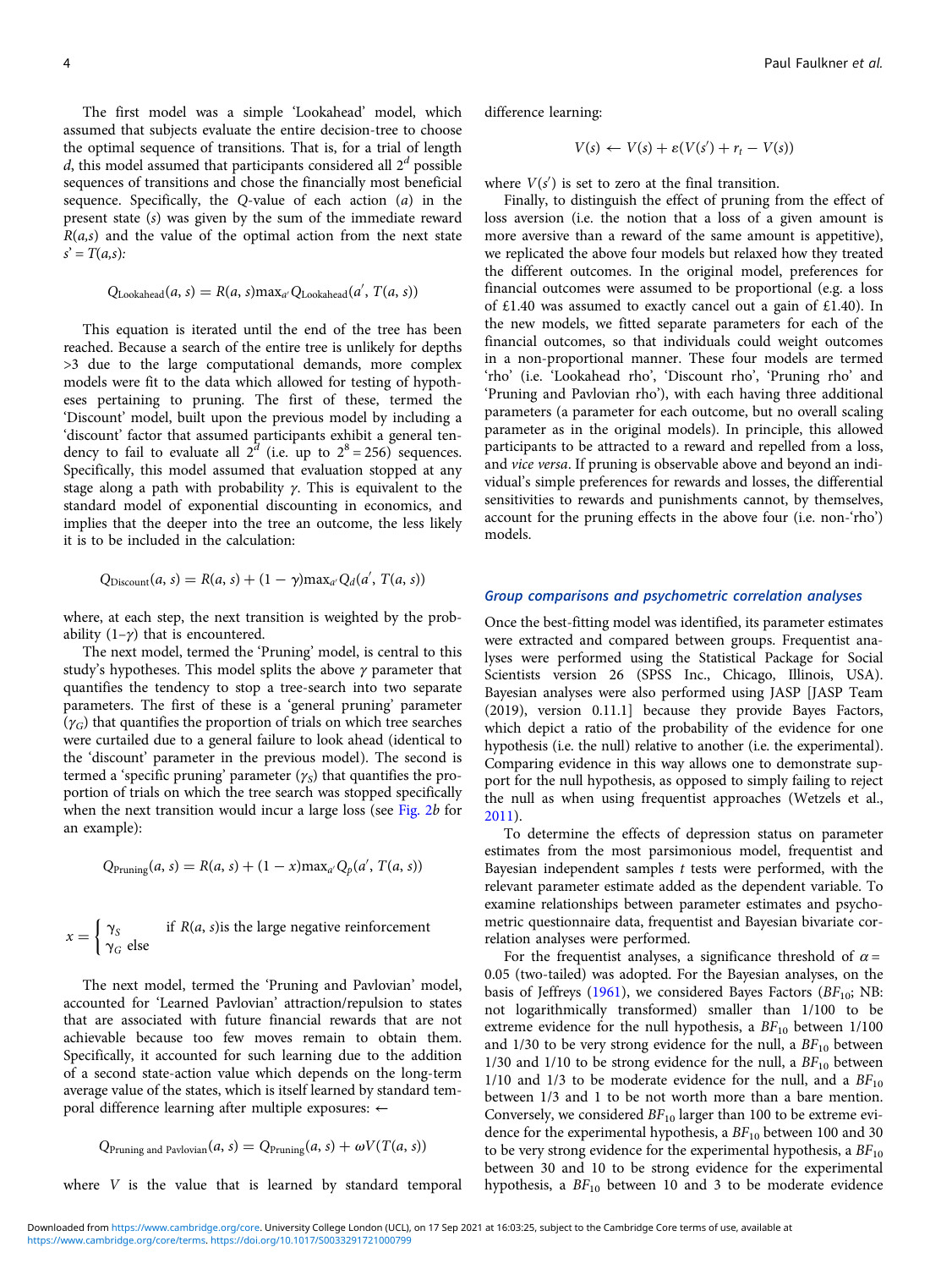The first model was a simple 'Lookahead' model, which assumed that subjects evaluate the entire decision-tree to choose the optimal sequence of transitions. That is, for a trial of length $d$, this model assumed that participants considered all $2^d$ possible sequences of transitions and chose the financially most beneficial sequence. Specifically, the $Q$-value of each action ($a$) in the present state ($s$) was given by the sum of the immediate reward $R(a,s)$ and the value of the optimal action from the next state $s' = T(a,s)$:

$$Q_{\text{Lookahead}}(a, s) = R(a, s)\max_{a'} Q_{\text{Lookahead}}(a', T(a, s))$$

This equation is iterated until the end of the tree has been reached. Because a search of the entire tree is unlikely for depths >3 due to the large computational demands, more complex models were fit to the data which allowed for testing of hypotheses pertaining to pruning. The first of these, termed the 'Discount' model, built upon the previous model by including a 'discount' factor that assumed participants exhibit a general tendency to fail to evaluate all $2^d$ (i.e. up to $2^8 = 256$) sequences. Specifically, this model assumed that evaluation stopped at any stage along a path with probability $\gamma$. This is equivalent to the standard model of exponential discounting in economics, and implies that the deeper into the tree an outcome, the less likely it is to be included in the calculation:

$$Q_{\text{Discount}}(a, s) = R(a, s) + (1 - \gamma)\max_{a'} Q_d(a', T(a, s))$$

where, at each step, the next transition is weighted by the probability $(1–\gamma)$ that is encountered.

The next model, termed the 'Pruning' model, is central to this study's hypotheses. This model splits the above $\gamma$ parameter that quantifies the tendency to stop a tree-search into two separate parameters. The first of these is a 'general pruning' parameter ($\gamma_G$) that quantifies the proportion of trials on which tree searches were curtailed due to a general failure to look ahead (identical to the 'discount' parameter in the previous model). The second is termed a 'specific pruning' parameter ($\gamma_S$) that quantifies the proportion of trials on which the tree search was stopped specifically when the next transition would incur a large loss (see Fig. 2*b* for an example):

$$Q_{\text{Pruning}}(a, s) = R(a, s) + (1 - x)\max_{a'} Q_p(a', T(a, s))$$

$$x = \begin{cases} \gamma_S & \text{if } R(a, s) \text{is the large negative reinforcement} \\ \gamma_G & \text{else} \end{cases}$$

The next model, termed the 'Pruning and Pavlovian' model, accounted for 'Learned Pavlovian' attraction/repulsion to states that are associated with future financial rewards that are not achievable because too few moves remain to obtain them. Specifically, it accounted for such learning due to the addition of a second state-action value which depends on the long-term average value of the states, which is itself learned by standard temporal difference learning after multiple exposures: ←

$$Q_{\text{Pruning and Pavlovian}}(a, s) = Q_{\text{Pruning}}(a, s) + \omega V(T(a, s))$$

where $V$ is the value that is learned by standard temporal difference learning:

$$V(s) \leftarrow V(s) + \varepsilon(V(s') + r_t - V(s))$$

where $V(s')$ is set to zero at the final transition.

Finally, to distinguish the effect of pruning from the effect of loss aversion (i.e. the notion that a loss of a given amount is more aversive than a reward of the same amount is appetitive), we replicated the above four models but relaxed how they treated the different outcomes. In the original model, preferences for financial outcomes were assumed to be proportional (e.g. a loss of £1.40 was assumed to exactly cancel out a gain of £1.40). In the new models, we fitted separate parameters for each of the financial outcomes, so that individuals could weight outcomes in a non-proportional manner. These four models are termed 'rho' (i.e. 'Lookahead rho', 'Discount rho', 'Pruning rho' and 'Pruning and Pavlovian rho'), with each having three additional parameters (a parameter for each outcome, but no overall scaling parameter as in the original models). In principle, this allowed participants to be attracted to a reward and repelled from a loss, and *vice versa*. If pruning is observable above and beyond an individual's simple preferences for rewards and losses, the differential sensitivities to rewards and punishments cannot, by themselves, account for the pruning effects in the above four (i.e. non-'rho') models.

### *Group comparisons and psychometric correlation analyses*

Once the best-fitting model was identified, its parameter estimates were extracted and compared between groups. Frequentist analyses were performed using the Statistical Package for Social Scientists version 26 (SPSS Inc., Chicago, Illinois, USA). Bayesian analyses were also performed using JASP [JASP Team (2019), version 0.11.1] because they provide Bayes Factors, which depict a ratio of the probability of the evidence for one hypothesis (i.e. the null) relative to another (i.e. the experimental). Comparing evidence in this way allows one to demonstrate support for the null hypothesis, as opposed to simply failing to reject the null as when using frequentist approaches (Wetzels et al., 2011).

To determine the effects of depression status on parameter estimates from the most parsimonious model, frequentist and Bayesian independent samples $t$ tests were performed, with the relevant parameter estimate added as the dependent variable. To examine relationships between parameter estimates and psychometric questionnaire data, frequentist and Bayesian bivariate correlation analyses were performed.

For the frequentist analyses, a significance threshold of $\alpha = 0.05$ (two-tailed) was adopted. For the Bayesian analyses, on the basis of Jeffreys (1961), we considered Bayes Factors ($BF_{10}$; NB: not logarithmically transformed) smaller than 1/100 to be extreme evidence for the null hypothesis, a $BF_{10}$ between 1/100 and 1/30 to be very strong evidence for the null, a $BF_{10}$ between 1/30 and 1/10 to be strong evidence for the null, a $BF_{10}$ between 1/10 and 1/3 to be moderate evidence for the null, and a $BF_{10}$ between 1/3 and 1 to be not worth more than a bare mention. Conversely, we considered $BF_{10}$ larger than 100 to be extreme evidence for the experimental hypothesis, a $BF_{10}$ between 100 and 30 to be very strong evidence for the experimental hypothesis, a $BF_{10}$ between 30 and 10 to be strong evidence for the experimental hypothesis, a $BF_{10}$ between 10 and 3 to be moderate evidence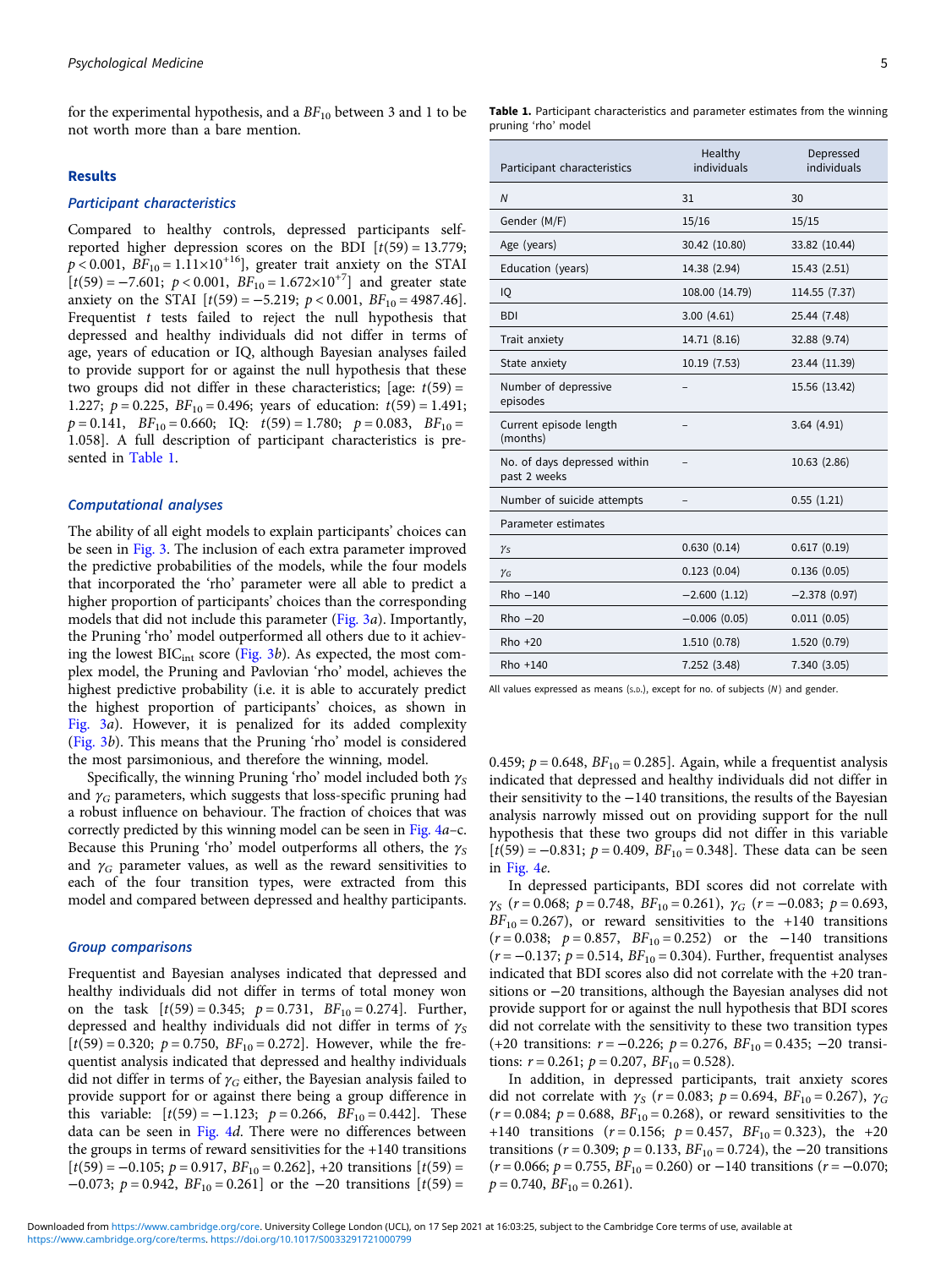for the experimental hypothesis, and a $BF_{10}$ between 3 and 1 to be not worth more than a bare mention.

## Results

### Participant characteristics

Compared to healthy controls, depressed participants self-reported higher depression scores on the BDI [$t(59) = 13.779$; $p < 0.001$, $BF_{10} = 1.11\times10^{+16}$], greater trait anxiety on the STAI [$t(59) = -7.601$; $p < 0.001$, $BF_{10} = 1.672\times10^{+7}$] and greater state anxiety on the STAI [$t(59) = -5.219$; $p < 0.001$, $BF_{10} = 4987.46$]. Frequentist *t* tests failed to reject the null hypothesis that depressed and healthy individuals did not differ in terms of age, years of education or IQ, although Bayesian analyses failed to provide support for or against the null hypothesis that these two groups did not differ in these characteristics; [age: $t(59) = 1.227$; $p = 0.225$, $BF_{10} = 0.496$; years of education: $t(59) = 1.491$; $p = 0.141$, $BF_{10} = 0.660$; IQ: $t(59) = 1.780$; $p = 0.083$, $BF_{10} = 1.058$]. A full description of participant characteristics is presented in Table 1.

### Computational analyses

The ability of all eight models to explain participants' choices can be seen in Fig. 3. The inclusion of each extra parameter improved the predictive probabilities of the models, while the four models that incorporated the 'rho' parameter were all able to predict a higher proportion of participants' choices than the corresponding models that did not include this parameter (Fig. 3*a*). Importantly, the Pruning 'rho' model outperformed all others due to it achieving the lowest $BIC_{int}$ score (Fig. 3*b*). As expected, the most complex model, the Pruning and Pavlovian 'rho' model, achieves the highest predictive probability (i.e. it is able to accurately predict the highest proportion of participants' choices, as shown in Fig. 3*a*). However, it is penalized for its added complexity (Fig. 3*b*). This means that the Pruning 'rho' model is considered the most parsimonious, and therefore the winning, model.

Specifically, the winning Pruning 'rho' model included both $\gamma_S$ and $\gamma_G$ parameters, which suggests that loss-specific pruning had a robust influence on behaviour. The fraction of choices that was correctly predicted by this winning model can be seen in Fig. 4*a*–c. Because this Pruning 'rho' model outperforms all others, the $\gamma_S$ and $\gamma_G$ parameter values, as well as the reward sensitivities to each of the four transition types, were extracted from this model and compared between depressed and healthy participants.

### Group comparisons

Frequentist and Bayesian analyses indicated that depressed and healthy individuals did not differ in terms of total money won on the task [$t(59) = 0.345$; $p = 0.731$, $BF_{10} = 0.274$]. Further, depressed and healthy individuals did not differ in terms of $\gamma_S$ [$t(59) = 0.320$; $p = 0.750$, $BF_{10} = 0.272$]. However, while the frequentist analysis indicated that depressed and healthy individuals did not differ in terms of $\gamma_G$ either, the Bayesian analysis failed to provide support for or against there being a group difference in this variable: [$t(59) = -1.123$; $p = 0.266$, $BF_{10} = 0.442$]. These data can be seen in Fig. 4*d*. There were no differences between the groups in terms of reward sensitivities for the +140 transitions [$t(59) = -0.105$; $p = 0.917$, $BF_{10} = 0.262$], +20 transitions [$t(59) = -0.073$; $p = 0.942$, $BF_{10} = 0.261$] or the −20 transitions [$t(59) = 0.459$; $p = 0.648$, $BF_{10} = 0.285$]. Again, while a frequentist analysis indicated that depressed and healthy individuals did not differ in their sensitivity to the −140 transitions, the results of the Bayesian analysis narrowly missed out on providing support for the null hypothesis that these two groups did not differ in this variable [$t(59) = -0.831$; $p = 0.409$, $BF_{10} = 0.348$]. These data can be seen in Fig. 4*e*.

In depressed participants, BDI scores did not correlate with $\gamma_S$ ($r = 0.068$; $p = 0.748$, $BF_{10} = 0.261$), $\gamma_G$ ($r = -0.083$; $p = 0.693$, $BF_{10} = 0.267$), or reward sensitivities to the +140 transitions ($r = 0.038$; $p = 0.857$, $BF_{10} = 0.252$) or the −140 transitions ($r = -0.137$; $p = 0.514$, $BF_{10} = 0.304$). Further, frequentist analyses indicated that BDI scores also did not correlate with the +20 transitions or −20 transitions, although the Bayesian analyses did not provide support for or against the null hypothesis that BDI scores did not correlate with the sensitivity to these two transition types (+20 transitions: $r = -0.226$; $p = 0.276$, $BF_{10} = 0.435$; −20 transitions: $r = 0.261$; $p = 0.207$, $BF_{10} = 0.528$).

In addition, in depressed participants, trait anxiety scores did not correlate with $\gamma_S$ ($r = 0.083$; $p = 0.694$, $BF_{10} = 0.267$), $\gamma_G$ ($r = 0.084$; $p = 0.688$, $BF_{10} = 0.268$), or reward sensitivities to the +140 transitions ($r = 0.156$; $p = 0.457$, $BF_{10} = 0.323$), the +20 transitions ($r = 0.309$; $p = 0.133$, $BF_{10} = 0.724$), the −20 transitions ($r = 0.066$; $p = 0.755$, $BF_{10} = 0.260$) or −140 transitions ($r = -0.070$; $p = 0.740$, $BF_{10} = 0.261$).

**Table 1.** Participant characteristics and parameter estimates from the winning pruning 'rho' model

| Participant characteristics | Healthy individuals | Depressed individuals |
|---|---|---|
| *N* | 31 | 30 |
| Gender (M/F) | 15/16 | 15/15 |
| Age (years) | 30.42 (10.80) | 33.82 (10.44) |
| Education (years) | 14.38 (2.94) | 15.43 (2.51) |
| IQ | 108.00 (14.79) | 114.55 (7.37) |
| BDI | 3.00 (4.61) | 25.44 (7.48) |
| Trait anxiety | 14.71 (8.16) | 32.88 (9.74) |
| State anxiety | 10.19 (7.53) | 23.44 (11.39) |
| Number of depressive episodes | – | 15.56 (13.42) |
| Current episode length (months) | – | 3.64 (4.91) |
| No. of days depressed within past 2 weeks | – | 10.63 (2.86) |
| Number of suicide attempts | – | 0.55 (1.21) |
| Parameter estimates | | |
| $\gamma_S$ | 0.630 (0.14) | 0.617 (0.19) |
| $\gamma_G$ | 0.123 (0.04) | 0.136 (0.05) |
| Rho −140 | −2.600 (1.12) | −2.378 (0.97) |
| Rho −20 | −0.006 (0.05) | 0.011 (0.05) |
| Rho +20 | 1.510 (0.78) | 1.520 (0.79) |
| Rho +140 | 7.252 (3.48) | 7.340 (3.05) |

All values expressed as means (S.D.), except for no. of subjects (*N*) and gender.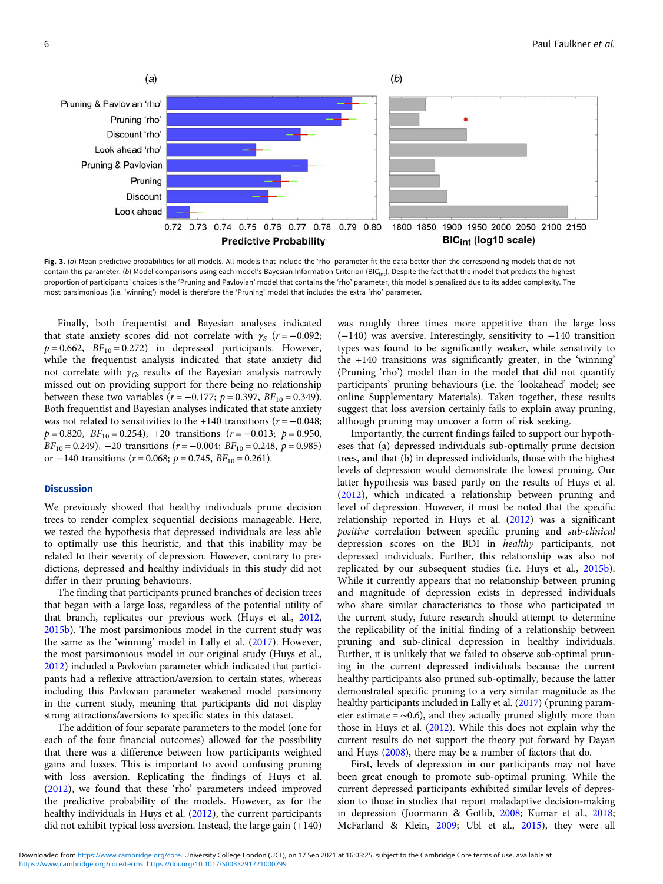Fig. 3. (a) Mean predictive probabilities for all models. All models that include the 'rho' parameter fit the data better than the corresponding models that do not contain this parameter. (b) Model comparisons using each model's Bayesian Information Criterion ($BIC_{int}$). Despite the fact that the model that predicts the highest proportion of participants' choices is the 'Pruning and Pavlovian' model that contains the 'rho' parameter, this model is penalized due to its added complexity. The most parsimonious (i.e. 'winning') model is therefore the 'Pruning' model that includes the extra 'rho' parameter.

Finally, both frequentist and Bayesian analyses indicated that state anxiety scores did not correlate with $\gamma_S$ ($r = -0.092$; $p = 0.662$, $BF_{10} = 0.272$) in depressed participants. However, while the frequentist analysis indicated that state anxiety did not correlate with $\gamma_G$, results of the Bayesian analysis narrowly missed out on providing support for there being no relationship between these two variables ($r = -0.177$; $p = 0.397$, $BF_{10} = 0.349$). Both frequentist and Bayesian analyses indicated that state anxiety was not related to sensitivities to the +140 transitions ($r = -0.048$; $p = 0.820$, $BF_{10} = 0.254$), +20 transitions ($r = -0.013$; $p = 0.950$, $BF_{10} = 0.249$), −20 transitions ($r = -0.004$; $BF_{10} = 0.248$, $p = 0.985$) or −140 transitions ($r = 0.068$; $p = 0.745$, $BF_{10} = 0.261$).

## Discussion

We previously showed that healthy individuals prune decision trees to render complex sequential decisions manageable. Here, we tested the hypothesis that depressed individuals are less able to optimally use this heuristic, and that this inability may be related to their severity of depression. However, contrary to predictions, depressed and healthy individuals in this study did not differ in their pruning behaviours.

The finding that participants pruned branches of decision trees that began with a large loss, regardless of the potential utility of that branch, replicates our previous work (Huys et al., 2012, 2015b). The most parsimonious model in the current study was the same as the 'winning' model in Lally et al. (2017). However, the most parsimonious model in our original study (Huys et al., 2012) included a Pavlovian parameter which indicated that participants had a reflexive attraction/aversion to certain states, whereas including this Pavlovian parameter weakened model parsimony in the current study, meaning that participants did not display strong attractions/aversions to specific states in this dataset.

The addition of four separate parameters to the model (one for each of the four financial outcomes) allowed for the possibility that there was a difference between how participants weighted gains and losses. This is important to avoid confusing pruning with loss aversion. Replicating the findings of Huys et al. (2012), we found that these 'rho' parameters indeed improved the predictive probability of the models. However, as for the healthy individuals in Huys et al. (2012), the current participants did not exhibit typical loss aversion. Instead, the large gain (+140) was roughly three times more appetitive than the large loss (−140) was aversive. Interestingly, sensitivity to −140 transition types was found to be significantly weaker, while sensitivity to the +140 transitions was significantly greater, in the 'winning' (Pruning 'rho') model than in the model that did not quantify participants' pruning behaviours (i.e. the 'lookahead' model; see online Supplementary Materials). Taken together, these results suggest that loss aversion certainly fails to explain away pruning, although pruning may uncover a form of risk seeking.

Importantly, the current findings failed to support our hypotheses that (a) depressed individuals sub-optimally prune decision trees, and that (b) in depressed individuals, those with the highest levels of depression would demonstrate the lowest pruning. Our latter hypothesis was based partly on the results of Huys et al. (2012), which indicated a relationship between pruning and level of depression. However, it must be noted that the specific relationship reported in Huys et al. (2012) was a significant *positive* correlation between specific pruning and *sub-clinical* depression scores on the BDI in *healthy* participants, not depressed individuals. Further, this relationship was also not replicated by our subsequent studies (i.e. Huys et al., 2015b). While it currently appears that no relationship between pruning and magnitude of depression exists in depressed individuals who share similar characteristics to those who participated in the current study, future research should attempt to determine the replicability of the initial finding of a relationship between pruning and sub-clinical depression in healthy individuals. Further, it is unlikely that we failed to observe sub-optimal pruning in the current depressed individuals because the current healthy participants also pruned sub-optimally, because the latter demonstrated specific pruning to a very similar magnitude as the healthy participants included in Lally et al. (2017) (pruning parameter estimate = ~0.6), and they actually pruned slightly more than those in Huys et al. (2012). While this does not explain why the current results do not support the theory put forward by Dayan and Huys (2008), there may be a number of factors that do.

First, levels of depression in our participants may not have been great enough to promote sub-optimal pruning. While the current depressed participants exhibited similar levels of depression to those in studies that report maladaptive decision-making in depression (Joormann & Gotlib, 2008; Kumar et al., 2018; McFarland & Klein, 2009; Ubl et al., 2015), they were all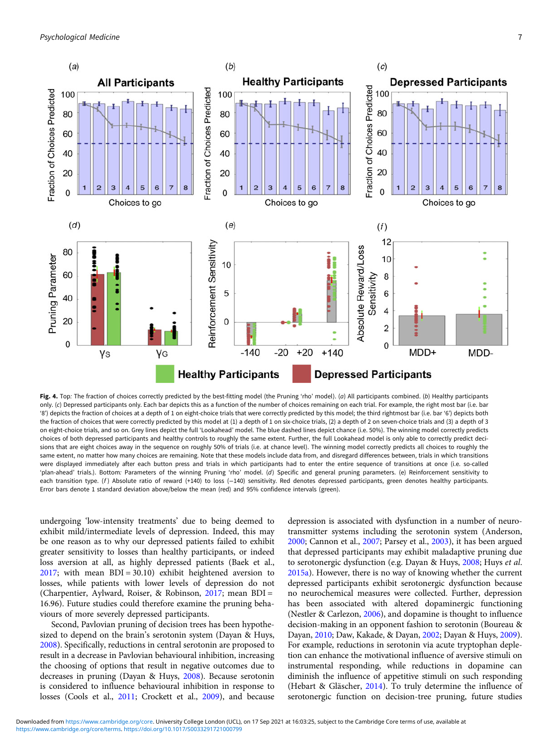**Fig. 4.** Top: The fraction of choices correctly predicted by the best-fitting model (the Pruning 'rho' model). (*a*) All participants combined. (*b*) Healthy participants only. (*c*) Depressed participants only. Each bar depicts this as a function of the number of choices remaining on each trial. For example, the right most bar (i.e. bar '8') depicts the fraction of choices at a depth of 1 on eight-choice trials that were correctly predicted by this model; the third rightmost bar (i.e. bar '6') depicts both the fraction of choices that were correctly predicted by this model at (1) a depth of 1 on six-choice trials, (2) a depth of 2 on seven-choice trials and (3) a depth of 3 on eight-choice trials, and so on. Grey lines depict the full 'Lookahead' model. The blue dashed lines depict chance (i.e. 50%). The winning model correctly predicts choices of both depressed participants and healthy controls to roughly the same extent. Further, the full Lookahead model is only able to correctly predict decisions that are eight choices away in the sequence on roughly 50% of trials (i.e. at chance level). The winning model correctly predicts all choices to roughly the same extent, no matter how many choices are remaining. Note that these models include data from, and disregard differences between, trials in which transitions were displayed immediately after each button press and trials in which participants had to enter the entire sequence of transitions at once (i.e. so-called 'plan-ahead' trials.). Bottom: Parameters of the winning Pruning 'rho' model. (*d*) Specific and general pruning parameters. (e) Reinforcement sensitivity to each transition type. (*f*) Absolute ratio of reward (+140) to loss (−140) sensitivity. Red denotes depressed participants, green denotes healthy participants. Error bars denote 1 standard deviation above/below the mean (red) and 95% confidence intervals (green).

undergoing 'low-intensity treatments' due to being deemed to exhibit mild/intermediate levels of depression. Indeed, this may be one reason as to why our depressed patients failed to exhibit greater sensitivity to losses than healthy participants, or indeed loss aversion at all, as highly depressed patients (Baek et al., 2017; with mean BDI = 30.10) exhibit heightened aversion to losses, while patients with lower levels of depression do not (Charpentier, Aylward, Roiser, & Robinson, 2017; mean BDI = 16.96). Future studies could therefore examine the pruning behaviours of more severely depressed participants.

Second, Pavlovian pruning of decision trees has been hypothesized to depend on the brain's serotonin system (Dayan & Huys, 2008). Specifically, reductions in central serotonin are proposed to result in a decrease in Pavlovian behavioural inhibition, increasing the choosing of options that result in negative outcomes due to decreases in pruning (Dayan & Huys, 2008). Because serotonin is considered to influence behavioural inhibition in response to losses (Cools et al., 2011; Crockett et al., 2009), and because depression is associated with dysfunction in a number of neurotransmitter systems including the serotonin system (Anderson, 2000; Cannon et al., 2007; Parsey et al., 2003), it has been argued that depressed participants may exhibit maladaptive pruning due to serotonergic dysfunction (e.g. Dayan & Huys, 2008; Huys *et al.* 2015a). However, there is no way of knowing whether the current depressed participants exhibit serotonergic dysfunction because no neurochemical measures were collected. Further, depression has been associated with altered dopaminergic functioning (Nestler & Carlezon, 2006), and dopamine is thought to influence decision-making in an opponent fashion to serotonin (Boureau & Dayan, 2010; Daw, Kakade, & Dayan, 2002; Dayan & Huys, 2009). For example, reductions in serotonin via acute tryptophan depletion can enhance the motivational influence of aversive stimuli on instrumental responding, while reductions in dopamine can diminish the influence of appetitive stimuli on such responding (Hebart & Gläscher, 2014). To truly determine the influence of serotonergic function on decision-tree pruning, future studies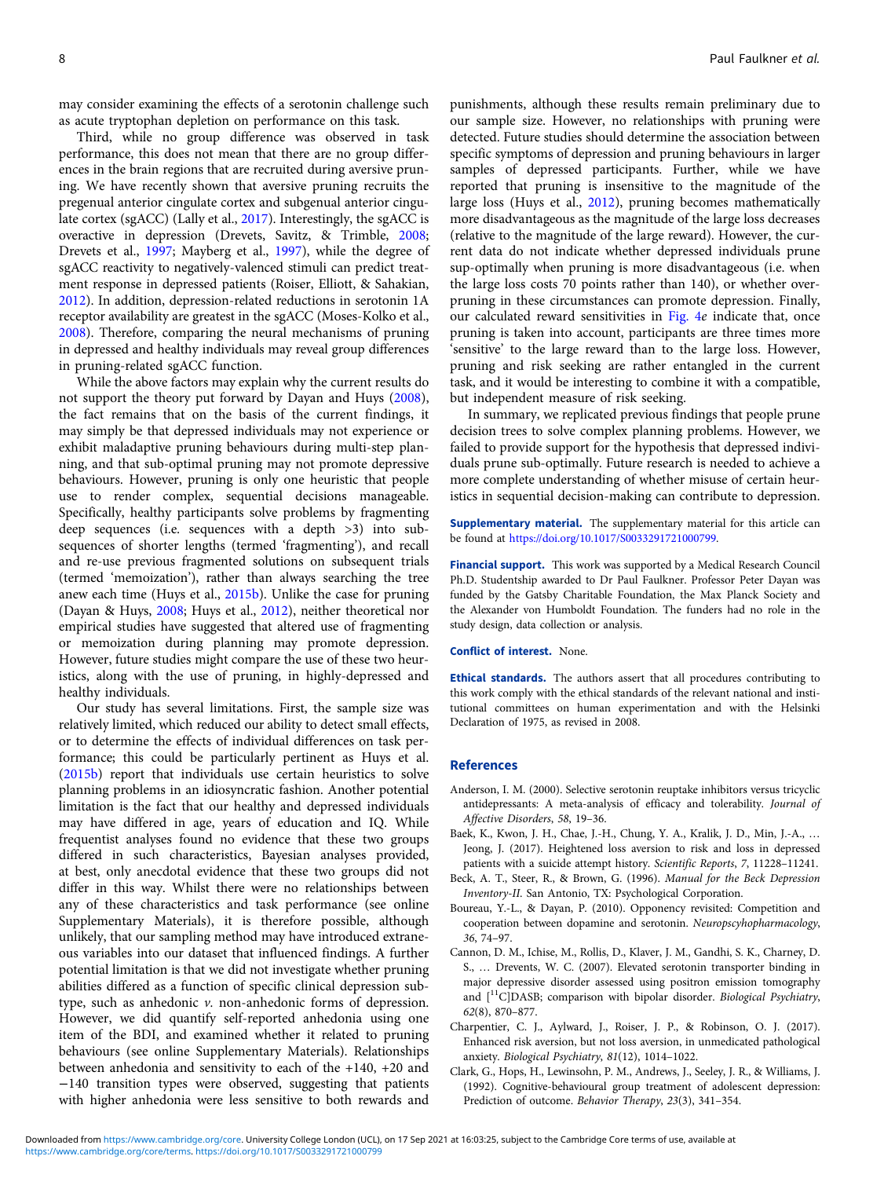may consider examining the effects of a serotonin challenge such as acute tryptophan depletion on performance on this task.

Third, while no group difference was observed in task performance, this does not mean that there are no group differences in the brain regions that are recruited during aversive pruning. We have recently shown that aversive pruning recruits the pregenual anterior cingulate cortex and subgenual anterior cingulate cortex (sgACC) (Lally et al., 2017). Interestingly, the sgACC is overactive in depression (Drevets, Savitz, & Trimble, 2008; Drevets et al., 1997; Mayberg et al., 1997), while the degree of sgACC reactivity to negatively-valenced stimuli can predict treatment response in depressed patients (Roiser, Elliott, & Sahakian, 2012). In addition, depression-related reductions in serotonin 1A receptor availability are greatest in the sgACC (Moses-Kolko et al., 2008). Therefore, comparing the neural mechanisms of pruning in depressed and healthy individuals may reveal group differences in pruning-related sgACC function.

While the above factors may explain why the current results do not support the theory put forward by Dayan and Huys (2008), the fact remains that on the basis of the current findings, it may simply be that depressed individuals may not experience or exhibit maladaptive pruning behaviours during multi-step planning, and that sub-optimal pruning may not promote depressive behaviours. However, pruning is only one heuristic that people use to render complex, sequential decisions manageable. Specifically, healthy participants solve problems by fragmenting deep sequences (i.e. sequences with a depth >3) into subsequences of shorter lengths (termed 'fragmenting'), and recall and re-use previous fragmented solutions on subsequent trials (termed 'memoization'), rather than always searching the tree anew each time (Huys et al., 2015b). Unlike the case for pruning (Dayan & Huys, 2008; Huys et al., 2012), neither theoretical nor empirical studies have suggested that altered use of fragmenting or memoization during planning may promote depression. However, future studies might compare the use of these two heuristics, along with the use of pruning, in highly-depressed and healthy individuals.

Our study has several limitations. First, the sample size was relatively limited, which reduced our ability to detect small effects, or to determine the effects of individual differences on task performance; this could be particularly pertinent as Huys et al. (2015b) report that individuals use certain heuristics to solve planning problems in an idiosyncratic fashion. Another potential limitation is the fact that our healthy and depressed individuals may have differed in age, years of education and IQ. While frequentist analyses found no evidence that these two groups differed in such characteristics, Bayesian analyses provided, at best, only anecdotal evidence that these two groups did not differ in this way. Whilst there were no relationships between any of these characteristics and task performance (see online Supplementary Materials), it is therefore possible, although unlikely, that our sampling method may have introduced extraneous variables into our dataset that influenced findings. A further potential limitation is that we did not investigate whether pruning abilities differed as a function of specific clinical depression subtype, such as anhedonic *v.* non-anhedonic forms of depression. However, we did quantify self-reported anhedonia using one item of the BDI, and examined whether it related to pruning behaviours (see online Supplementary Materials). Relationships between anhedonia and sensitivity to each of the +140, +20 and −140 transition types were observed, suggesting that patients with higher anhedonia were less sensitive to both rewards and punishments, although these results remain preliminary due to our sample size. However, no relationships with pruning were detected. Future studies should determine the association between specific symptoms of depression and pruning behaviours in larger samples of depressed participants. Further, while we have reported that pruning is insensitive to the magnitude of the large loss (Huys et al., 2012), pruning becomes mathematically more disadvantageous as the magnitude of the large loss decreases (relative to the magnitude of the large reward). However, the current data do not indicate whether depressed individuals prune sup-optimally when pruning is more disadvantageous (i.e. when the large loss costs 70 points rather than 140), or whether over-pruning in these circumstances can promote depression. Finally, our calculated reward sensitivities in Fig. 4*e* indicate that, once pruning is taken into account, participants are three times more 'sensitive' to the large reward than to the large loss. However, pruning and risk seeking are rather entangled in the current task, and it would be interesting to combine it with a compatible, but independent measure of risk seeking.

In summary, we replicated previous findings that people prune decision trees to solve complex planning problems. However, we failed to provide support for the hypothesis that depressed individuals prune sub-optimally. Future research is needed to achieve a more complete understanding of whether misuse of certain heuristics in sequential decision-making can contribute to depression.

**Supplementary material.** The supplementary material for this article can be found at https://doi.org/10.1017/S0033291721000799.

**Financial support.** This work was supported by a Medical Research Council Ph.D. Studentship awarded to Dr Paul Faulkner. Professor Peter Dayan was funded by the Gatsby Charitable Foundation, the Max Planck Society and the Alexander von Humboldt Foundation. The funders had no role in the study design, data collection or analysis.

**Conflict of interest.** None.

**Ethical standards.** The authors assert that all procedures contributing to this work comply with the ethical standards of the relevant national and institutional committees on human experimentation and with the Helsinki Declaration of 1975, as revised in 2008.

## References

Anderson, I. M. (2000). Selective serotonin reuptake inhibitors versus tricyclic antidepressants: A meta-analysis of efficacy and tolerability. *Journal of Affective Disorders*, *58*, 19–36.

Baek, K., Kwon, J. H., Chae, J.-H., Chung, Y. A., Kralik, J. D., Min, J.-A., … Jeong, J. (2017). Heightened loss aversion to risk and loss in depressed patients with a suicide attempt history. *Scientific Reports*, *7*, 11228–11241.

Beck, A. T., Steer, R., & Brown, G. (1996). *Manual for the Beck Depression Inventory-II*. San Antonio, TX: Psychological Corporation.

Boureau, Y.-L., & Dayan, P. (2010). Opponency revisited: Competition and cooperation between dopamine and serotonin. *Neuropscyhopharmacology*, *36*, 74–97.

Cannon, D. M., Ichise, M., Rollis, D., Klaver, J. M., Gandhi, S. K., Charney, D. S., … Drevents, W. C. (2007). Elevated serotonin transporter binding in major depressive disorder assessed using positron emission tomography and [$^{11}$C]DASB; comparison with bipolar disorder. *Biological Psychiatry*, *62*(8), 870–877.

Charpentier, C. J., Aylward, J., Roiser, J. P., & Robinson, O. J. (2017). Enhanced risk aversion, but not loss aversion, in unmedicated pathological anxiety. *Biological Psychiatry*, *81*(12), 1014–1022.

Clark, G., Hops, H., Lewinsohn, P. M., Andrews, J., Seeley, J. R., & Williams, J. (1992). Cognitive-behavioural group treatment of adolescent depression: Prediction of outcome. *Behavior Therapy*, *23*(3), 341–354.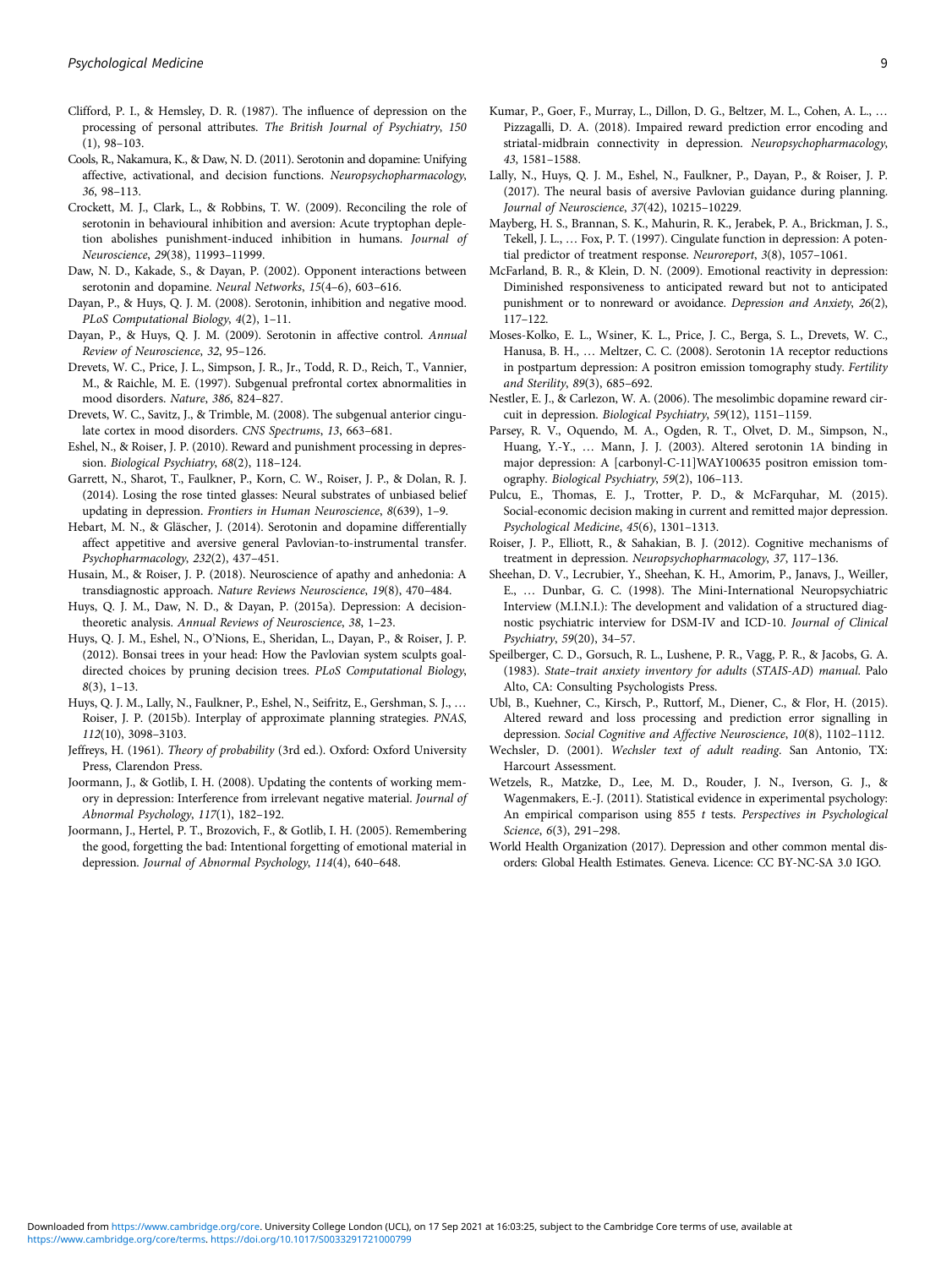Clifford, P. I., & Hemsley, D. R. (1987). The influence of depression on the processing of personal attributes. *The British Journal of Psychiatry*, *150* (1), 98–103.

Cools, R., Nakamura, K., & Daw, N. D. (2011). Serotonin and dopamine: Unifying affective, activational, and decision functions. *Neuropsychopharmacology*, *36*, 98–113.

Crockett, M. J., Clark, L., & Robbins, T. W. (2009). Reconciling the role of serotonin in behavioural inhibition and aversion: Acute tryptophan depletion abolishes punishment-induced inhibition in humans. *Journal of Neuroscience*, *29*(38), 11993–11999.

Daw, N. D., Kakade, S., & Dayan, P. (2002). Opponent interactions between serotonin and dopamine. *Neural Networks*, *15*(4–6), 603–616.

Dayan, P., & Huys, Q. J. M. (2008). Serotonin, inhibition and negative mood. *PLoS Computational Biology*, *4*(2), 1–11.

Dayan, P., & Huys, Q. J. M. (2009). Serotonin in affective control. *Annual Review of Neuroscience*, *32*, 95–126.

Drevets, W. C., Price, J. L., Simpson, J. R., Jr., Todd, R. D., Reich, T., Vannier, M., & Raichle, M. E. (1997). Subgenual prefrontal cortex abnormalities in mood disorders. *Nature*, *386*, 824–827.

Drevets, W. C., Savitz, J., & Trimble, M. (2008). The subgenual anterior cingulate cortex in mood disorders. *CNS Spectrums*, *13*, 663–681.

Eshel, N., & Roiser, J. P. (2010). Reward and punishment processing in depression. *Biological Psychiatry*, *68*(2), 118–124.

Garrett, N., Sharot, T., Faulkner, P., Korn, C. W., Roiser, J. P., & Dolan, R. J. (2014). Losing the rose tinted glasses: Neural substrates of unbiased belief updating in depression. *Frontiers in Human Neuroscience*, *8*(639), 1–9.

Hebart, M. N., & Gläscher, J. (2014). Serotonin and dopamine differentially affect appetitive and aversive general Pavlovian-to-instrumental transfer. *Psychopharmacology*, *232*(2), 437–451.

Husain, M., & Roiser, J. P. (2018). Neuroscience of apathy and anhedonia: A transdiagnostic approach. *Nature Reviews Neuroscience*, *19*(8), 470–484.

Huys, Q. J. M., Daw, N. D., & Dayan, P. (2015a). Depression: A decision-theoretic analysis. *Annual Reviews of Neuroscience*, *38*, 1–23.

Huys, Q. J. M., Eshel, N., O'Nions, E., Sheridan, L., Dayan, P., & Roiser, J. P. (2012). Bonsai trees in your head: How the Pavlovian system sculpts goal-directed choices by pruning decision trees. *PLoS Computational Biology*, *8*(3), 1–13.

Huys, Q. J. M., Lally, N., Faulkner, P., Eshel, N., Seifritz, E., Gershman, S. J., … Roiser, J. P. (2015b). Interplay of approximate planning strategies. *PNAS*, *112*(10), 3098–3103.

Jeffreys, H. (1961). *Theory of probability* (3rd ed.). Oxford: Oxford University Press, Clarendon Press.

Joormann, J., & Gotlib, I. H. (2008). Updating the contents of working memory in depression: Interference from irrelevant negative material. *Journal of Abnormal Psychology*, *117*(1), 182–192.

Joormann, J., Hertel, P. T., Brozovich, F., & Gotlib, I. H. (2005). Remembering the good, forgetting the bad: Intentional forgetting of emotional material in depression. *Journal of Abnormal Psychology*, *114*(4), 640–648.

Kumar, P., Goer, F., Murray, L., Dillon, D. G., Beltzer, M. L., Cohen, A. L., … Pizzagalli, D. A. (2018). Impaired reward prediction error encoding and striatal-midbrain connectivity in depression. *Neuropsychopharmacology*, *43*, 1581–1588.

Lally, N., Huys, Q. J. M., Eshel, N., Faulkner, P., Dayan, P., & Roiser, J. P. (2017). The neural basis of aversive Pavlovian guidance during planning. *Journal of Neuroscience*, *37*(42), 10215–10229.

Mayberg, H. S., Brannan, S. K., Mahurin, R. K., Jerabek, P. A., Brickman, J. S., Tekell, J. L., … Fox, P. T. (1997). Cingulate function in depression: A potential predictor of treatment response. *Neuroreport*, *3*(8), 1057–1061.

McFarland, B. R., & Klein, D. N. (2009). Emotional reactivity in depression: Diminished responsiveness to anticipated reward but not to anticipated punishment or to nonreward or avoidance. *Depression and Anxiety*, *26*(2), 117–122.

Moses-Kolko, E. L., Wsiner, K. L., Price, J. C., Berga, S. L., Drevets, W. C., Hanusa, B. H., … Meltzer, C. C. (2008). Serotonin 1A receptor reductions in postpartum depression: A positron emission tomography study. *Fertility and Sterility*, *89*(3), 685–692.

Nestler, E. J., & Carlezon, W. A. (2006). The mesolimbic dopamine reward circuit in depression. *Biological Psychiatry*, *59*(12), 1151–1159.

Parsey, R. V., Oquendo, M. A., Ogden, R. T., Olvet, D. M., Simpson, N., Huang, Y.-Y., … Mann, J. J. (2003). Altered serotonin 1A binding in major depression: A [carbonyl-C-11]WAY100635 positron emission tomography. *Biological Psychiatry*, *59*(2), 106–113.

Pulcu, E., Thomas, E. J., Trotter, P. D., & McFarquhar, M. (2015). Social-economic decision making in current and remitted major depression. *Psychological Medicine*, *45*(6), 1301–1313.

Roiser, J. P., Elliott, R., & Sahakian, B. J. (2012). Cognitive mechanisms of treatment in depression. *Neuropsychopharmacology*, *37*, 117–136.

Sheehan, D. V., Lecrubier, Y., Sheehan, K. H., Amorim, P., Janavs, J., Weiller, E., … Dunbar, G. C. (1998). The Mini-International Neuropsychiatric Interview (M.I.N.I.): The development and validation of a structured diagnostic psychiatric interview for DSM-IV and ICD-10. *Journal of Clinical Psychiatry*, *59*(20), 34–57.

Speilberger, C. D., Gorsuch, R. L., Lushene, P. R., Vagg, P. R., & Jacobs, G. A. (1983). *State–trait anxiety inventory for adults* (*STAIS-AD*) *manual*. Palo Alto, CA: Consulting Psychologists Press.

Ubl, B., Kuehner, C., Kirsch, P., Ruttorf, M., Diener, C., & Flor, H. (2015). Altered reward and loss processing and prediction error signalling in depression. *Social Cognitive and Affective Neuroscience*, *10*(8), 1102–1112.

Wechsler, D. (2001). *Wechsler text of adult reading*. San Antonio, TX: Harcourt Assessment.

Wetzels, R., Matzke, D., Lee, M. D., Rouder, J. N., Iverson, G. J., & Wagenmakers, E.-J. (2011). Statistical evidence in experimental psychology: An empirical comparison using 855 *t* tests. *Perspectives in Psychological Science*, *6*(3), 291–298.

World Health Organization (2017). Depression and other common mental disorders: Global Health Estimates. Geneva. Licence: CC BY-NC-SA 3.0 IGO.